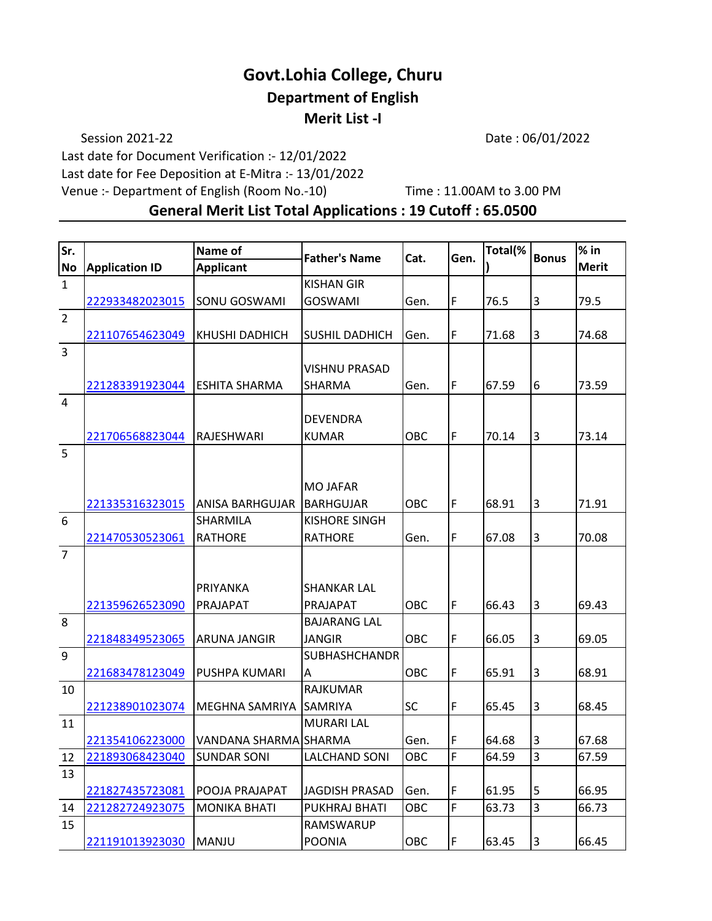# Govt.Lohia College, Churu

## Department of English

## Merit List -I

Session 2021-22 Date : 06/01/2022

Last date for Document Verification :- 12/01/2022

Last date for Fee Deposition at E-Mitra :- 13/01/2022

Venue :- Department of English (Room No.-10) Time : 11.00AM to 3.00 PM

### General Merit List Total Applications : 19 Cutoff : 65.0500

| Sr. No | Application ID | Name of Applicant | Father's Name | Cat. | Gen. | Total(%) | Bonus | % in Merit |
|---|---|---|---|---|---|---|---|---|
| 1 | 222933482023015 | SONU GOSWAMI | KISHAN GIR GOSWAMI | Gen. | F | 76.5 | 3 | 79.5 |
| 2 | 221107654623049 | KHUSHI DADHICH | SUSHIL DADHICH | Gen. | F | 71.68 | 3 | 74.68 |
| 3 | 221283391923044 | ESHITA SHARMA | VISHNU PRASAD SHARMA | Gen. | F | 67.59 | 6 | 73.59 |
| 4 | 221706568823044 | RAJESHWARI | DEVENDRA KUMAR | OBC | F | 70.14 | 3 | 73.14 |
| 5 | 221335316323015 | ANISA BARHGUJAR | MO JAFAR BARHGUJAR | OBC | F | 68.91 | 3 | 71.91 |
| 6 | 221470530523061 | SHARMILA RATHORE | KISHORE SINGH RATHORE | Gen. | F | 67.08 | 3 | 70.08 |
| 7 | 221359626523090 | PRIYANKA PRAJAPAT | SHANKAR LAL PRAJAPAT | OBC | F | 66.43 | 3 | 69.43 |
| 8 | 221848349523065 | ARUNA JANGIR | BAJARANG LAL JANGIR | OBC | F | 66.05 | 3 | 69.05 |
| 9 | 221683478123049 | PUSHPA KUMARI | SUBHASHCHANDRA | OBC | F | 65.91 | 3 | 68.91 |
| 10 | 221238901023074 | MEGHNA SAMRIYA | RAJKUMAR SAMRIYA | SC | F | 65.45 | 3 | 68.45 |
| 11 | 221354106223000 | VANDANA SHARMA | MURARI LAL SHARMA | Gen. | F | 64.68 | 3 | 67.68 |
| 12 | 221893068423040 | SUNDAR SONI | LALCHAND SONI | OBC | F | 64.59 | 3 | 67.59 |
| 13 | 221827435723081 | POOJA PRAJAPAT | JAGDISH PRASAD | Gen. | F | 61.95 | 5 | 66.95 |
| 14 | 221282724923075 | MONIKA BHATI | PUKHRAJ BHATI | OBC | F | 63.73 | 3 | 66.73 |
| 15 | 221191013923030 | MANJU | RAMSWARUP POONIA | OBC | F | 63.45 | 3 | 66.45 |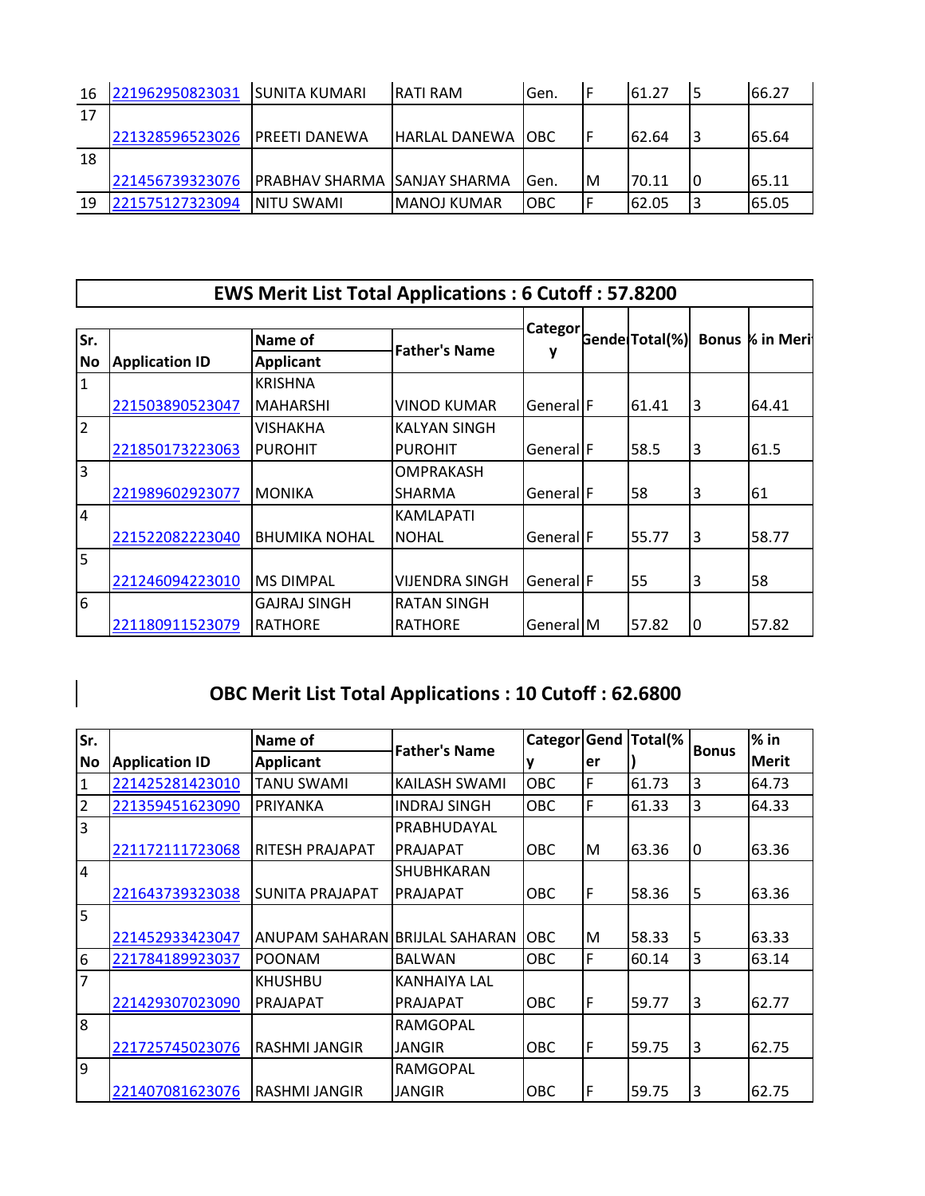| | | | | | | | | |
|---|---|---|---|---|---|---|---|---|
| 16 | 221962950823031 | SUNITA KUMARI | RATI RAM | Gen. | F | 61.27 | 5 | 66.27 |
| 17 | 221328596523026 | PREETI DANEWA | HARLAL DANEWA | OBC | F | 62.64 | 3 | 65.64 |
| 18 | 221456739323076 | PRABHAV SHARMA | SANJAY SHARMA | Gen. | M | 70.11 | 0 | 65.11 |
| 19 | 221575127323094 | NITU SWAMI | MANOJ KUMAR | OBC | F | 62.05 | 3 | 65.05 |

## EWS Merit List Total Applications : 6 Cutoff : 57.8200

| Sr. No | Application ID | Name of Applicant | Father's Name | Category | Gender | Total(%) | Bonus | % in Merit |
|---|---|---|---|---|---|---|---|---|
| 1 | 221503890523047 | KRISHNA MAHARSHI | VINOD KUMAR | General | F | 61.41 | 3 | 64.41 |
| 2 | 221850173223063 | VISHAKHA PUROHIT | KALYAN SINGH PUROHIT | General | F | 58.5 | 3 | 61.5 |
| 3 | 221989602923077 | MONIKA | OMPRAKASH SHARMA | General | F | 58 | 3 | 61 |
| 4 | 221522082223040 | BHUMIKA NOHAL | KAMLAPATI NOHAL | General | F | 55.77 | 3 | 58.77 |
| 5 | 221246094223010 | MS DIMPAL | VIJENDRA SINGH | General | F | 55 | 3 | 58 |
| 6 | 221180911523079 | GAJRAJ SINGH RATHORE | RATAN SINGH RATHORE | General | M | 57.82 | 0 | 57.82 |

## OBC Merit List Total Applications : 10 Cutoff : 62.6800

| Sr. No | Application ID | Name of Applicant | Father's Name | Category | Gender | Total(%) | Bonus | % in Merit |
|---|---|---|---|---|---|---|---|---|
| 1 | 221425281423010 | TANU SWAMI | KAILASH SWAMI | OBC | F | 61.73 | 3 | 64.73 |
| 2 | 221359451623090 | PRIYANKA | INDRAJ SINGH | OBC | F | 61.33 | 3 | 64.33 |
| 3 | 221172111723068 | RITESH PRAJAPAT | PRABHUDAYAL PRAJAPAT | OBC | M | 63.36 | 0 | 63.36 |
| 4 | 221643739323038 | SUNITA PRAJAPAT | SHUBHKARAN PRAJAPAT | OBC | F | 58.36 | 5 | 63.36 |
| 5 | 221452933423047 | ANUPAM SAHARAN | BRIJLAL SAHARAN | OBC | M | 58.33 | 5 | 63.33 |
| 6 | 221784189923037 | POONAM | BALWAN | OBC | F | 60.14 | 3 | 63.14 |
| 7 | 221429307023090 | KHUSHBU PRAJAPAT | KANHAIYA LAL PRAJAPAT | OBC | F | 59.77 | 3 | 62.77 |
| 8 | 221725745023076 | RASHMI JANGIR | RAMGOPAL JANGIR | OBC | F | 59.75 | 3 | 62.75 |
| 9 | 221407081623076 | RASHMI JANGIR | RAMGOPAL JANGIR | OBC | F | 59.75 | 3 | 62.75 |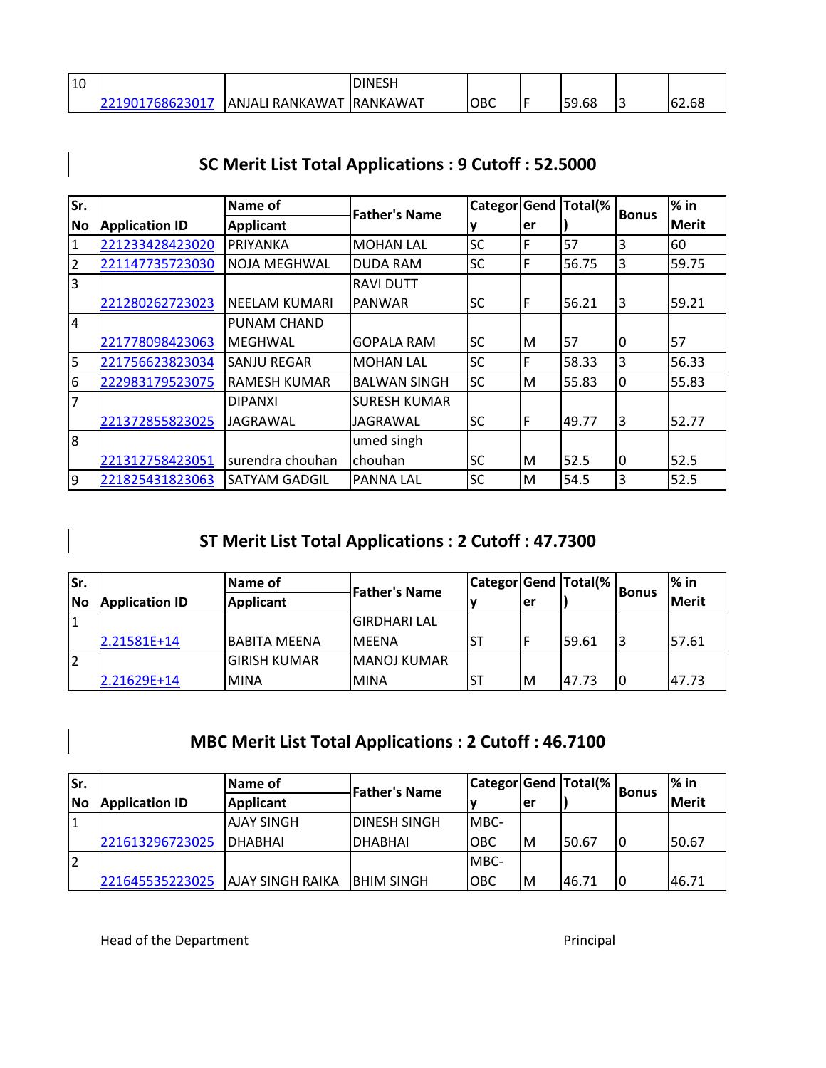| | | | | | | | | |
|---|---|---|---|---|---|---|---|---|
| 10 | 221901768623017 | ANJALI RANKAWAT | DINESH RANKAWAT | OBC | F | 59.68 | 3 | 62.68 |

## SC Merit List Total Applications : 9 Cutoff : 52.5000

| Sr. No | Application ID | Name of Applicant | Father's Name | Category | Gender | Total(%) | Bonus | % in Merit |
|---|---|---|---|---|---|---|---|---|
| 1 | 221233428423020 | PRIYANKA | MOHAN LAL | SC | F | 57 | 3 | 60 |
| 2 | 221147735723030 | NOJA MEGHWAL | DUDA RAM | SC | F | 56.75 | 3 | 59.75 |
| 3 | 221280262723023 | NEELAM KUMARI | RAVI DUTT PANWAR | SC | F | 56.21 | 3 | 59.21 |
| 4 | 221778098423063 | PUNAM CHAND MEGHWAL | GOPALA RAM | SC | M | 57 | 0 | 57 |
| 5 | 221756623823034 | SANJU REGAR | MOHAN LAL | SC | F | 58.33 | 3 | 56.33 |
| 6 | 222983179523075 | RAMESH KUMAR | BALWAN SINGH | SC | M | 55.83 | 0 | 55.83 |
| 7 | 221372855823025 | DIPANXI JAGRAWAL | SURESH KUMAR JAGRAWAL | SC | F | 49.77 | 3 | 52.77 |
| 8 | 221312758423051 | surendra chouhan | umed singh chouhan | SC | M | 52.5 | 0 | 52.5 |
| 9 | 221825431823063 | SATYAM GADGIL | PANNA LAL | SC | M | 54.5 | 3 | 52.5 |

## ST Merit List Total Applications : 2 Cutoff : 47.7300

| Sr. No | Application ID | Name of Applicant | Father's Name | Category | Gender | Total(%) | Bonus | % in Merit |
|---|---|---|---|---|---|---|---|---|
| 1 | 2.21581E+14 | BABITA MEENA | GIRDHARI LAL MEENA | ST | F | 59.61 | 3 | 57.61 |
| 2 | 2.21629E+14 | GIRISH KUMAR MINA | MANOJ KUMAR MINA | ST | M | 47.73 | 0 | 47.73 |

## MBC Merit List Total Applications : 2 Cutoff : 46.7100

| Sr. No | Application ID | Name of Applicant | Father's Name | Category | Gender | Total(%) | Bonus | % in Merit |
|---|---|---|---|---|---|---|---|---|
| 1 | 221613296723025 | AJAY SINGH DHABHAI | DINESH SINGH DHABHAI | MBC-OBC | M | 50.67 | 0 | 50.67 |
| 2 | 221645535223025 | AJAY SINGH RAIKA | BHIM SINGH | MBC-OBC | M | 46.71 | 0 | 46.71 |

Head of the Department

Principal